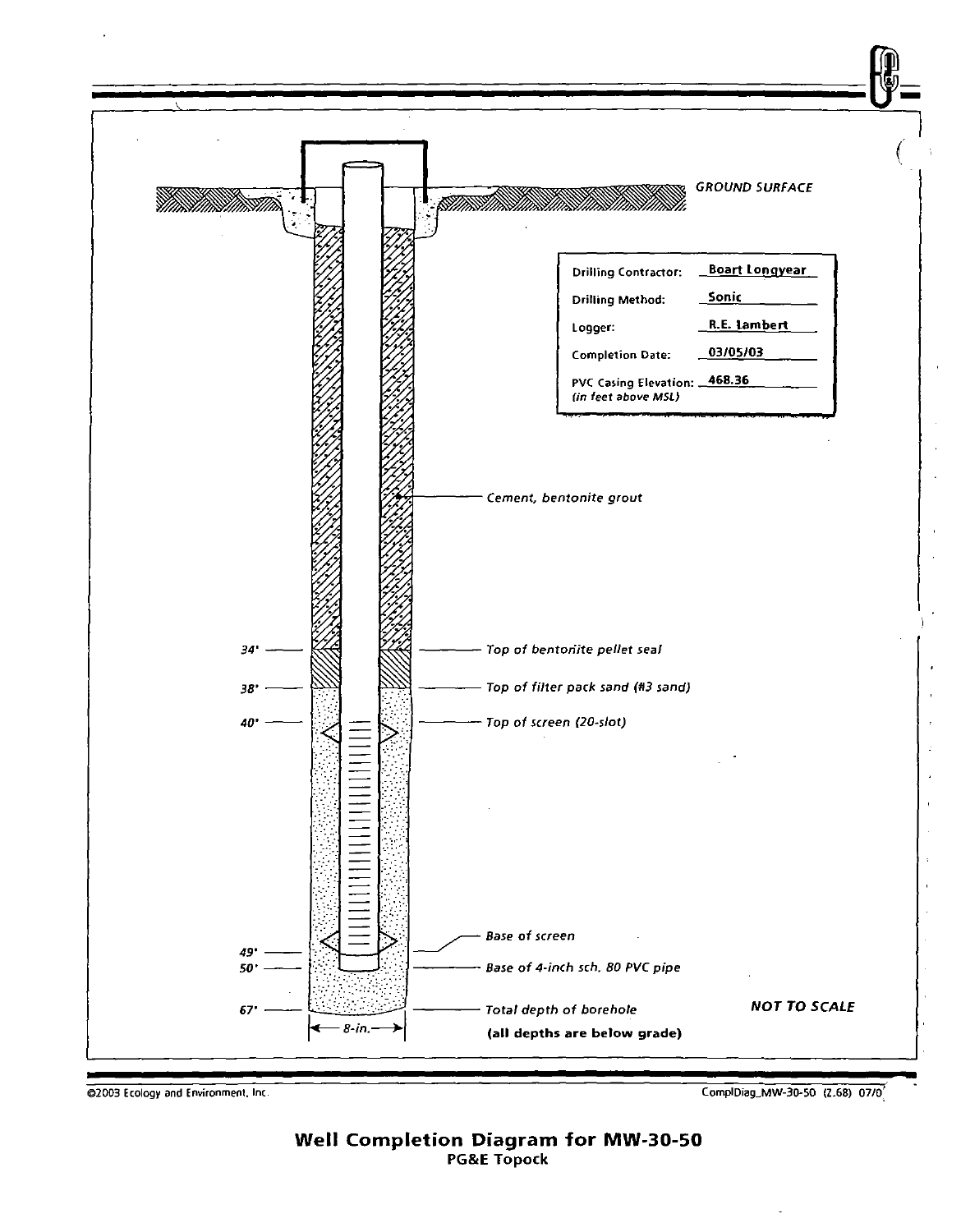GROUND SURFACE

| | |
|---|---|
| Drilling Contractor: | Boart Longyear |
| Drilling Method: | Sonic |
| Logger: | R.E. Lambert |
| Completion Date: | 03/05/03 |
| PVC Casing Elevation: (in feet above MSL) | 468.36 |

Cement, bentonite grout

34' — Top of bentonite pellet seal

38' — Top of filter pack sand (#3 sand)

40' — Top of screen (20-slot)

49' — Base of screen

50' — Base of 4-inch sch. 80 PVC pipe

67' — Total depth of borehole

8-in.

**(all depths are below grade)**

***NOT TO SCALE***

©2003 Ecology and Environment, Inc.

ComplDiag_MW-30-50 (Z.68) 07/0

**Well Completion Diagram for MW-30-50**
**PG&E Topock**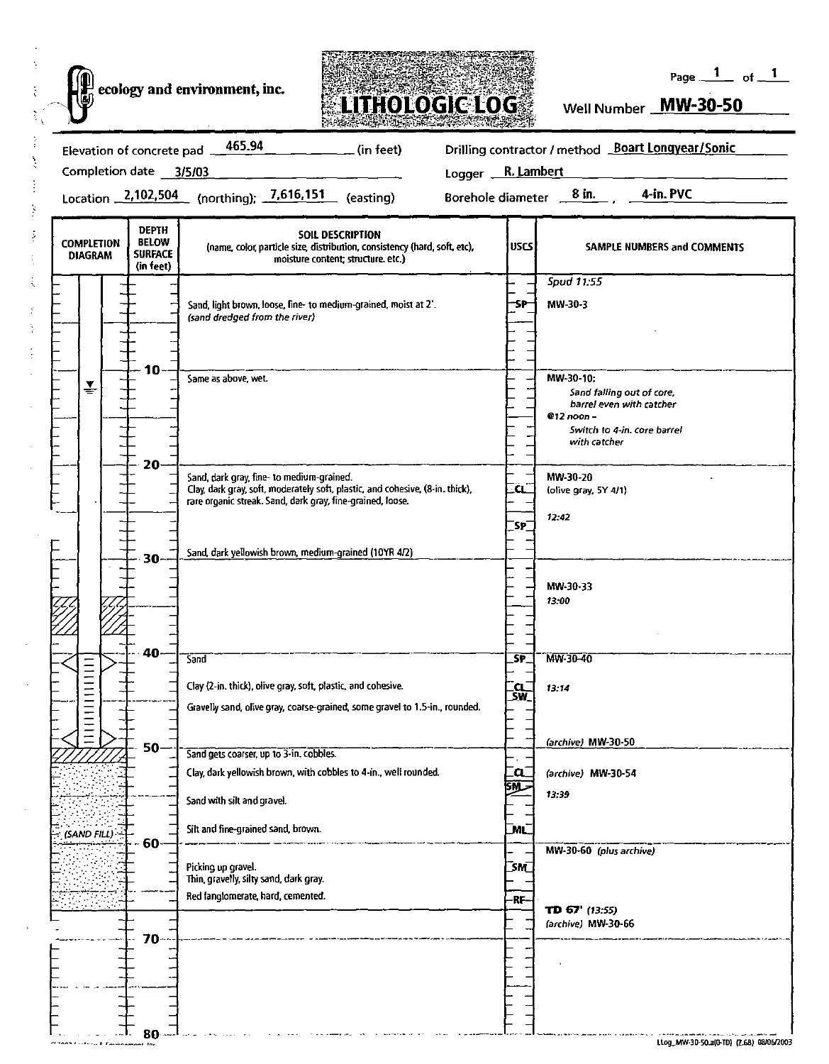ecology and environment, inc.

# LITHOLOGIC LOG

Well Number **MW-30-50**

Elevation of concrete pad 465.94 (in feet)

Completion date 3/5/03

Location 2,102,504 (northing); 7,616,151 (easting)

Drilling contractor / method Boart Longyear/Sonic

Logger R. Lambert

Borehole diameter 8 in., 4-in. PVC

| DEPTH BELOW SURFACE (in feet) | SOIL DESCRIPTION (name, color, particle size, distribution, consistency (hard, soft, etc), moisture content; structure. etc.) | USCS | SAMPLE NUMBERS and COMMENTS |
|---|---|---|---|
| 0 | | | *Spud 11:55* |
| | Sand, light brown, loose, fine- to medium-grained, moist at 2'. *(sand dredged from the river)* | SP | MW-30-3 |
| 10 | Same as above, wet. | | MW-30-10: *Sand falling out of core, barrel even with catcher* *@12 noon – Switch to 4-in. core barrel with catcher* |
| 20 | Sand, dark gray, fine- to medium-grained. Clay, dark gray, soft, moderately soft, plastic, and cohesive, (8-in. thick), rare organic streak. Sand, dark gray, fine-grained, loose. | CL, SP | MW-30-20 (olive gray, 5Y 4/1) *12:42* |
| 30 | Sand, dark yellowish brown, medium-grained (10YR 4/2) | | MW-30-33 *13:00* |
| 40 | Sand | SP | MW-30-40 |
| | Clay (2-in. thick), olive gray, soft, plastic, and cohesive. | CL | *13:14* |
| | Gravelly sand, olive gray, coarse-grained, some gravel to 1.5-in., rounded. | SW | (archive) MW-30-50 |
| 50 | Sand gets coarser, up to 3-in. cobbles. | | |
| | Clay, dark yellowish brown, with cobbles to 4-in., well rounded. | CL | (archive) MW-30-54 |
| | Sand with silt and gravel. | SM | *13:39* |
| | Silt and fine-grained sand, brown. | ML | |
| 60 | | | MW-30-60 *(plus archive)* |
| | Picking up gravel. Thin, gravelly, silty sand, dark gray. | SM | |
| | Red fanglomerate, hard, cemented. | RF | **TD 67'** *(13:55)* (archive) MW-30-66 |
| 70 | | | |
| 80 | | | |

COMPLETION DIAGRAM: (SAND FILL)

LLog_MW-30-50.a(0-TD) (Z.68) 08/06/2003